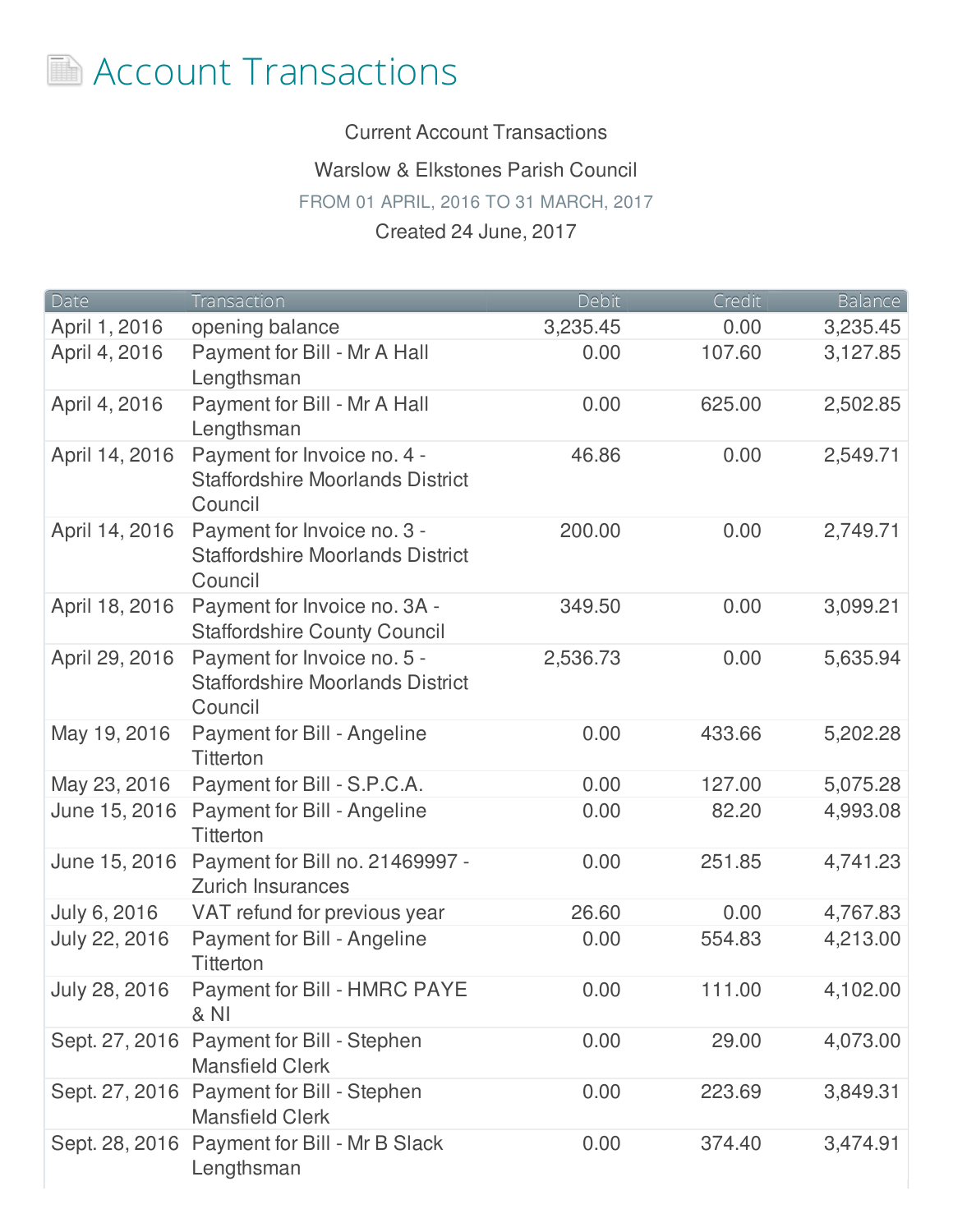# Account Transactions

Current Account Transactions

Warslow & Elkstones Parish Council

FROM 01 APRIL, 2016 TO 31 MARCH, 2017

Created 24 June, 2017

| Date | Transaction | Debit | Credit | Balance |
|---|---|---|---|---|
| April 1, 2016 | opening balance | 3,235.45 | 0.00 | 3,235.45 |
| April 4, 2016 | Payment for Bill - Mr A Hall Lengthsman | 0.00 | 107.60 | 3,127.85 |
| April 4, 2016 | Payment for Bill - Mr A Hall Lengthsman | 0.00 | 625.00 | 2,502.85 |
| April 14, 2016 | Payment for Invoice no. 4 - Staffordshire Moorlands District Council | 46.86 | 0.00 | 2,549.71 |
| April 14, 2016 | Payment for Invoice no. 3 - Staffordshire Moorlands District Council | 200.00 | 0.00 | 2,749.71 |
| April 18, 2016 | Payment for Invoice no. 3A - Staffordshire County Council | 349.50 | 0.00 | 3,099.21 |
| April 29, 2016 | Payment for Invoice no. 5 - Staffordshire Moorlands District Council | 2,536.73 | 0.00 | 5,635.94 |
| May 19, 2016 | Payment for Bill - Angeline Titterton | 0.00 | 433.66 | 5,202.28 |
| May 23, 2016 | Payment for Bill - S.P.C.A. | 0.00 | 127.00 | 5,075.28 |
| June 15, 2016 | Payment for Bill - Angeline Titterton | 0.00 | 82.20 | 4,993.08 |
| June 15, 2016 | Payment for Bill no. 21469997 - Zurich Insurances | 0.00 | 251.85 | 4,741.23 |
| July 6, 2016 | VAT refund for previous year | 26.60 | 0.00 | 4,767.83 |
| July 22, 2016 | Payment for Bill - Angeline Titterton | 0.00 | 554.83 | 4,213.00 |
| July 28, 2016 | Payment for Bill - HMRC PAYE & NI | 0.00 | 111.00 | 4,102.00 |
| Sept. 27, 2016 | Payment for Bill - Stephen Mansfield Clerk | 0.00 | 29.00 | 4,073.00 |
| Sept. 27, 2016 | Payment for Bill - Stephen Mansfield Clerk | 0.00 | 223.69 | 3,849.31 |
| Sept. 28, 2016 | Payment for Bill - Mr B Slack Lengthsman | 0.00 | 374.40 | 3,474.91 |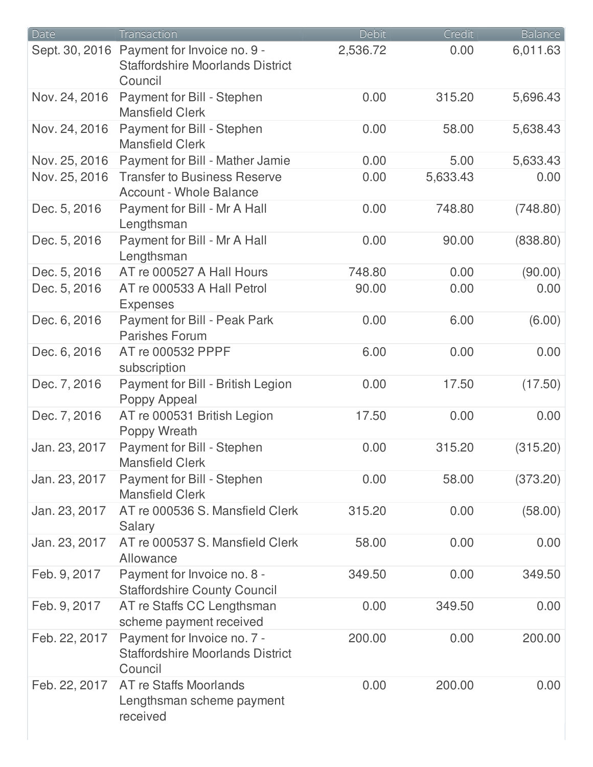| Date | Transaction | Debit | Credit | Balance |
| --- | --- | --- | --- | --- |
| Sept. 30, 2016 | Payment for Invoice no. 9 - Staffordshire Moorlands District Council | 2,536.72 | 0.00 | 6,011.63 |
| Nov. 24, 2016 | Payment for Bill - Stephen Mansfield Clerk | 0.00 | 315.20 | 5,696.43 |
| Nov. 24, 2016 | Payment for Bill - Stephen Mansfield Clerk | 0.00 | 58.00 | 5,638.43 |
| Nov. 25, 2016 | Payment for Bill - Mather Jamie | 0.00 | 5.00 | 5,633.43 |
| Nov. 25, 2016 | Transfer to Business Reserve Account - Whole Balance | 0.00 | 5,633.43 | 0.00 |
| Dec. 5, 2016 | Payment for Bill - Mr A Hall Lengthsman | 0.00 | 748.80 | (748.80) |
| Dec. 5, 2016 | Payment for Bill - Mr A Hall Lengthsman | 0.00 | 90.00 | (838.80) |
| Dec. 5, 2016 | AT re 000527 A Hall Hours | 748.80 | 0.00 | (90.00) |
| Dec. 5, 2016 | AT re 000533 A Hall Petrol Expenses | 90.00 | 0.00 | 0.00 |
| Dec. 6, 2016 | Payment for Bill - Peak Park Parishes Forum | 0.00 | 6.00 | (6.00) |
| Dec. 6, 2016 | AT re 000532 PPPF subscription | 6.00 | 0.00 | 0.00 |
| Dec. 7, 2016 | Payment for Bill - British Legion Poppy Appeal | 0.00 | 17.50 | (17.50) |
| Dec. 7, 2016 | AT re 000531 British Legion Poppy Wreath | 17.50 | 0.00 | 0.00 |
| Jan. 23, 2017 | Payment for Bill - Stephen Mansfield Clerk | 0.00 | 315.20 | (315.20) |
| Jan. 23, 2017 | Payment for Bill - Stephen Mansfield Clerk | 0.00 | 58.00 | (373.20) |
| Jan. 23, 2017 | AT re 000536 S. Mansfield Clerk Salary | 315.20 | 0.00 | (58.00) |
| Jan. 23, 2017 | AT re 000537 S. Mansfield Clerk Allowance | 58.00 | 0.00 | 0.00 |
| Feb. 9, 2017 | Payment for Invoice no. 8 - Staffordshire County Council | 349.50 | 0.00 | 349.50 |
| Feb. 9, 2017 | AT re Staffs CC Lengthsman scheme payment received | 0.00 | 349.50 | 0.00 |
| Feb. 22, 2017 | Payment for Invoice no. 7 - Staffordshire Moorlands District Council | 200.00 | 0.00 | 200.00 |
| Feb. 22, 2017 | AT re Staffs Moorlands Lengthsman scheme payment received | 0.00 | 200.00 | 0.00 |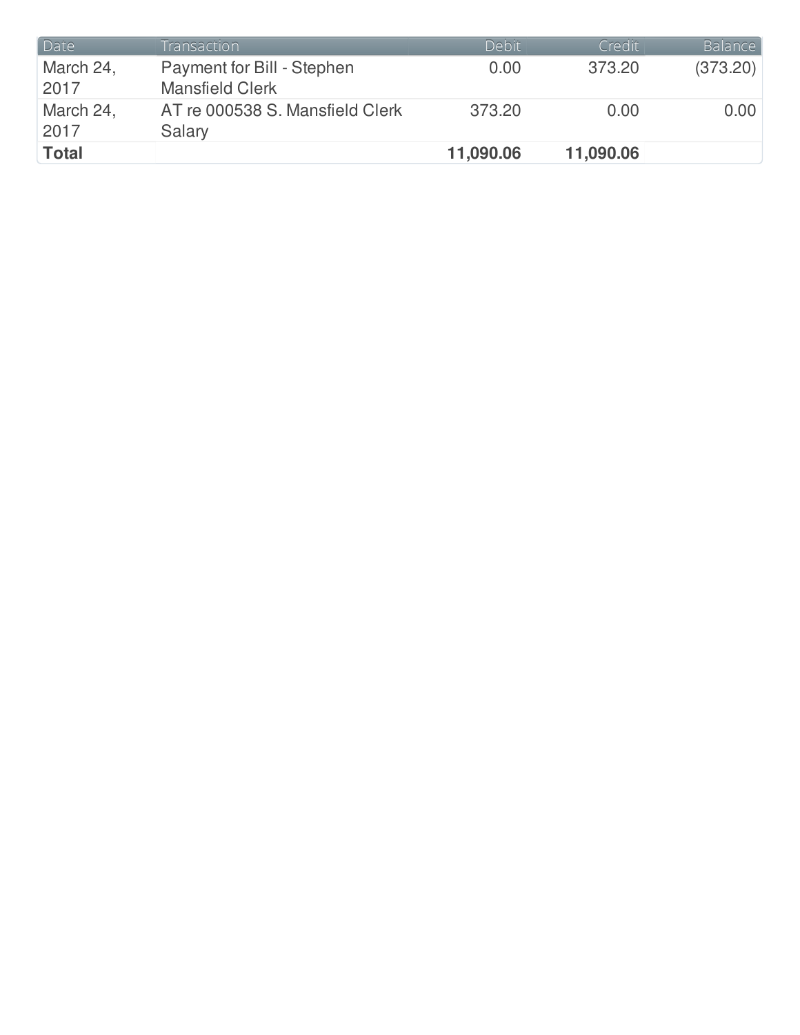| Date | Transaction | Debit | Credit | Balance |
| --- | --- | --- | --- | --- |
| March 24, 2017 | Payment for Bill - Stephen Mansfield Clerk | 0.00 | 373.20 | (373.20) |
| March 24, 2017 | AT re 000538 S. Mansfield Clerk Salary | 373.20 | 0.00 | 0.00 |
| **Total** | | **11,090.06** | **11,090.06** | |